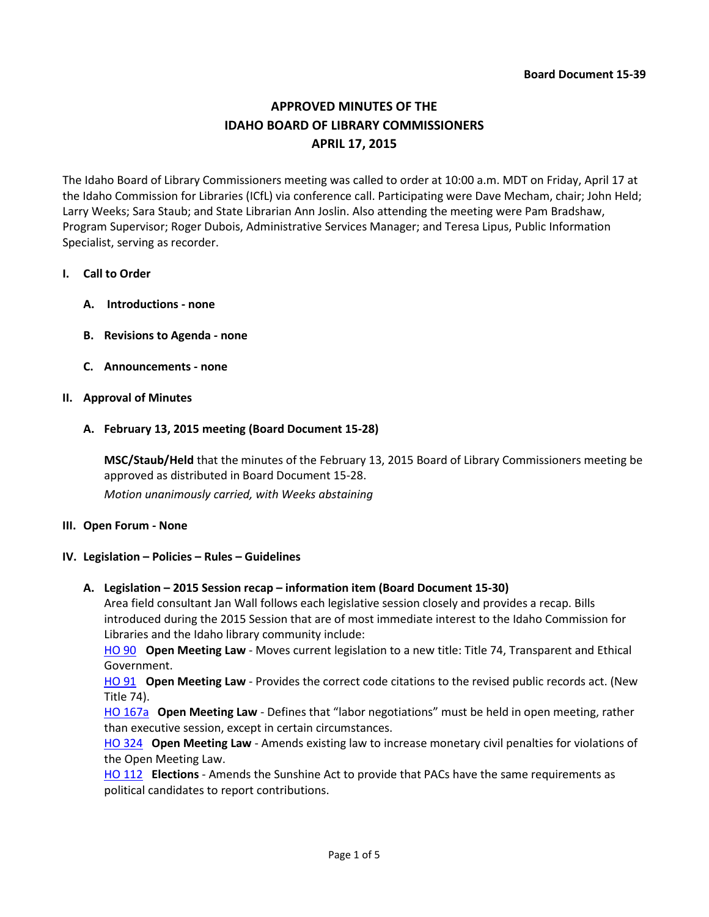**Board Document 15-39**

# APPROVED MINUTES OF THE IDAHO BOARD OF LIBRARY COMMISSIONERS APRIL 17, 2015

The Idaho Board of Library Commissioners meeting was called to order at 10:00 a.m. MDT on Friday, April 17 at the Idaho Commission for Libraries (ICfL) via conference call. Participating were Dave Mecham, chair; John Held; Larry Weeks; Sara Staub; and State Librarian Ann Joslin. Also attending the meeting were Pam Bradshaw, Program Supervisor; Roger Dubois, Administrative Services Manager; and Teresa Lipus, Public Information Specialist, serving as recorder.

## I. Call to Order

### A. Introductions - none

### B. Revisions to Agenda - none

### C. Announcements - none

## II. Approval of Minutes

### A. February 13, 2015 meeting (Board Document 15-28)

**MSC/Staub/Held** that the minutes of the February 13, 2015 Board of Library Commissioners meeting be approved as distributed in Board Document 15-28.

*Motion unanimously carried, with Weeks abstaining*

## III. Open Forum - None

## IV. Legislation – Policies – Rules – Guidelines

### A. Legislation – 2015 Session recap – information item (Board Document 15-30)

Area field consultant Jan Wall follows each legislative session closely and provides a recap. Bills introduced during the 2015 Session that are of most immediate interest to the Idaho Commission for Libraries and the Idaho library community include:

HO 90 **Open Meeting Law** - Moves current legislation to a new title: Title 74, Transparent and Ethical Government.

HO 91 **Open Meeting Law** - Provides the correct code citations to the revised public records act. (New Title 74).

HO 167a **Open Meeting Law** - Defines that "labor negotiations" must be held in open meeting, rather than executive session, except in certain circumstances.

HO 324 **Open Meeting Law** - Amends existing law to increase monetary civil penalties for violations of the Open Meeting Law.

HO 112 **Elections** - Amends the Sunshine Act to provide that PACs have the same requirements as political candidates to report contributions.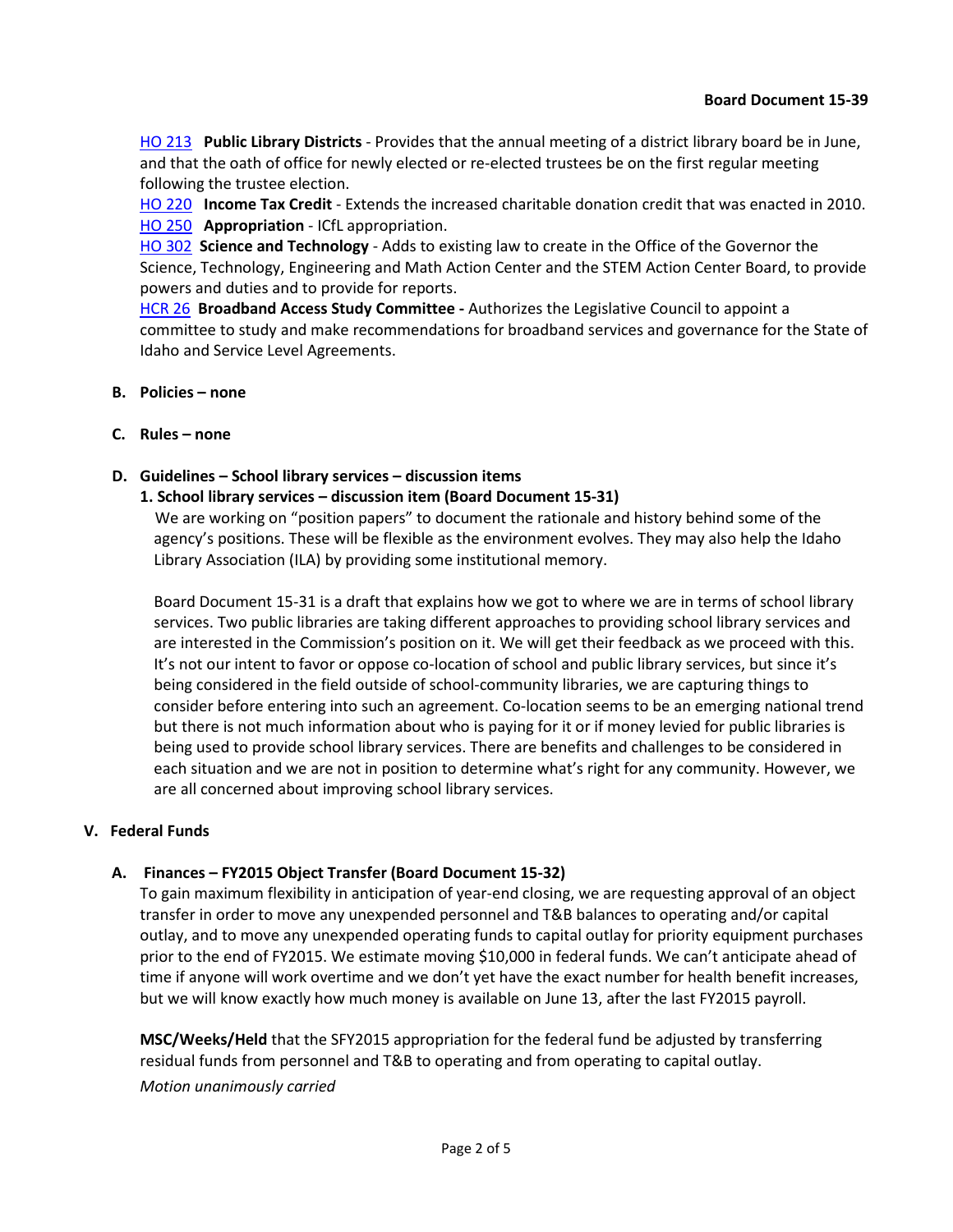**Board Document 15-39**

HO 213 **Public Library Districts** - Provides that the annual meeting of a district library board be in June, and that the oath of office for newly elected or re-elected trustees be on the first regular meeting following the trustee election.
HO 220 **Income Tax Credit** - Extends the increased charitable donation credit that was enacted in 2010.
HO 250 **Appropriation** - ICfL appropriation.
HO 302 **Science and Technology** - Adds to existing law to create in the Office of the Governor the Science, Technology, Engineering and Math Action Center and the STEM Action Center Board, to provide powers and duties and to provide for reports.
HCR 26 **Broadband Access Study Committee -** Authorizes the Legislative Council to appoint a committee to study and make recommendations for broadband services and governance for the State of Idaho and Service Level Agreements.

**B. Policies – none**

**C. Rules – none**

**D. Guidelines – School library services – discussion items**

**1. School library services – discussion item (Board Document 15-31)**

We are working on "position papers" to document the rationale and history behind some of the agency's positions. These will be flexible as the environment evolves. They may also help the Idaho Library Association (ILA) by providing some institutional memory.

Board Document 15-31 is a draft that explains how we got to where we are in terms of school library services. Two public libraries are taking different approaches to providing school library services and are interested in the Commission's position on it. We will get their feedback as we proceed with this. It's not our intent to favor or oppose co-location of school and public library services, but since it's being considered in the field outside of school-community libraries, we are capturing things to consider before entering into such an agreement. Co-location seems to be an emerging national trend but there is not much information about who is paying for it or if money levied for public libraries is being used to provide school library services. There are benefits and challenges to be considered in each situation and we are not in position to determine what's right for any community. However, we are all concerned about improving school library services.

## V. Federal Funds

**A. Finances – FY2015 Object Transfer (Board Document 15-32)**

To gain maximum flexibility in anticipation of year-end closing, we are requesting approval of an object transfer in order to move any unexpended personnel and T&B balances to operating and/or capital outlay, and to move any unexpended operating funds to capital outlay for priority equipment purchases prior to the end of FY2015. We estimate moving $10,000 in federal funds. We can't anticipate ahead of time if anyone will work overtime and we don't yet have the exact number for health benefit increases, but we will know exactly how much money is available on June 13, after the last FY2015 payroll.

**MSC/Weeks/Held** that the SFY2015 appropriation for the federal fund be adjusted by transferring residual funds from personnel and T&B to operating and from operating to capital outlay.

*Motion unanimously carried*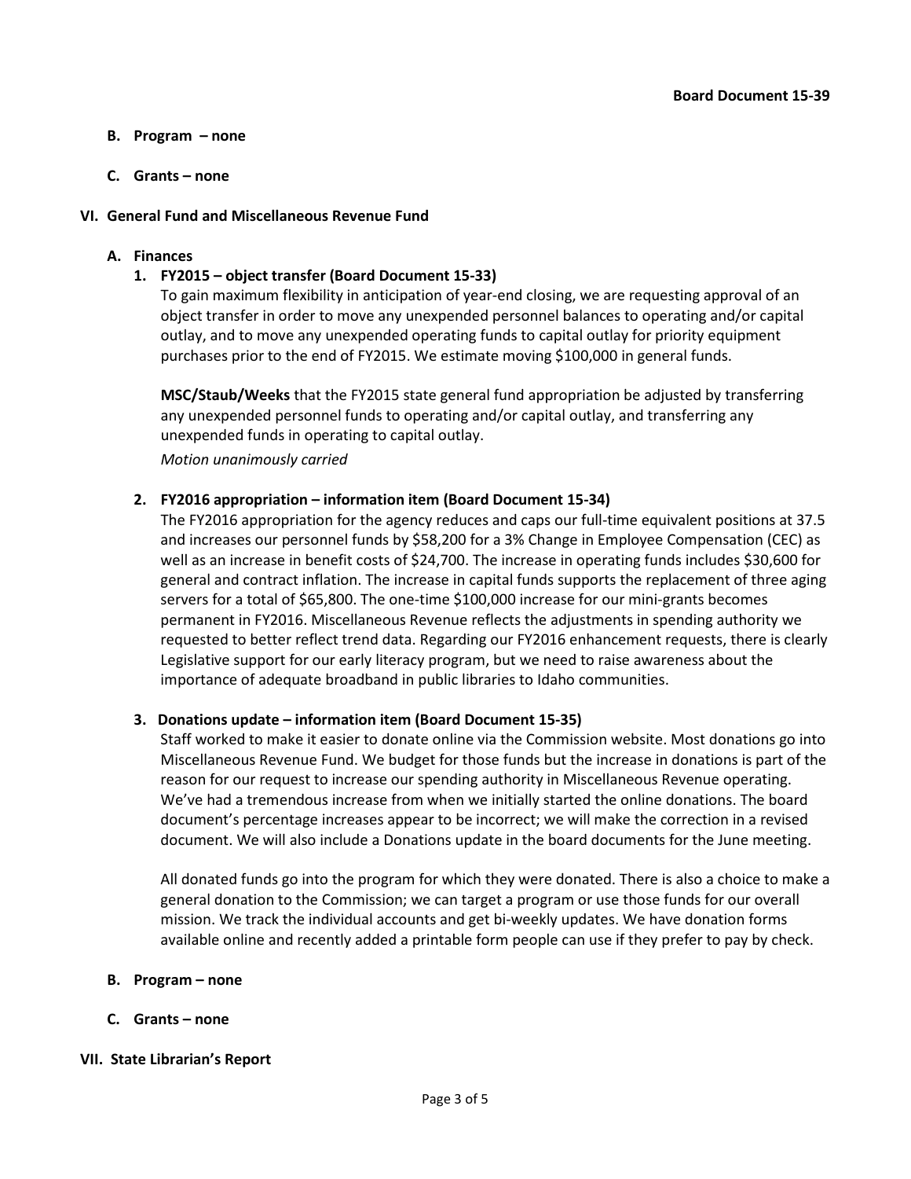**B. Program – none**

**C. Grants – none**

## VI. General Fund and Miscellaneous Revenue Fund

### A. Finances

**1. FY2015 – object transfer (Board Document 15-33)**

To gain maximum flexibility in anticipation of year-end closing, we are requesting approval of an object transfer in order to move any unexpended personnel balances to operating and/or capital outlay, and to move any unexpended operating funds to capital outlay for priority equipment purchases prior to the end of FY2015. We estimate moving $100,000 in general funds.

**MSC/Staub/Weeks** that the FY2015 state general fund appropriation be adjusted by transferring any unexpended personnel funds to operating and/or capital outlay, and transferring any unexpended funds in operating to capital outlay.

*Motion unanimously carried*

**2. FY2016 appropriation – information item (Board Document 15-34)**

The FY2016 appropriation for the agency reduces and caps our full-time equivalent positions at 37.5 and increases our personnel funds by $58,200 for a 3% Change in Employee Compensation (CEC) as well as an increase in benefit costs of $24,700. The increase in operating funds includes $30,600 for general and contract inflation. The increase in capital funds supports the replacement of three aging servers for a total of $65,800. The one-time $100,000 increase for our mini-grants becomes permanent in FY2016. Miscellaneous Revenue reflects the adjustments in spending authority we requested to better reflect trend data. Regarding our FY2016 enhancement requests, there is clearly Legislative support for our early literacy program, but we need to raise awareness about the importance of adequate broadband in public libraries to Idaho communities.

**3. Donations update – information item (Board Document 15-35)**

Staff worked to make it easier to donate online via the Commission website. Most donations go into Miscellaneous Revenue Fund. We budget for those funds but the increase in donations is part of the reason for our request to increase our spending authority in Miscellaneous Revenue operating. We've had a tremendous increase from when we initially started the online donations. The board document's percentage increases appear to be incorrect; we will make the correction in a revised document. We will also include a Donations update in the board documents for the June meeting.

All donated funds go into the program for which they were donated. There is also a choice to make a general donation to the Commission; we can target a program or use those funds for our overall mission. We track the individual accounts and get bi-weekly updates. We have donation forms available online and recently added a printable form people can use if they prefer to pay by check.

**B. Program – none**

**C. Grants – none**

## VII. State Librarian's Report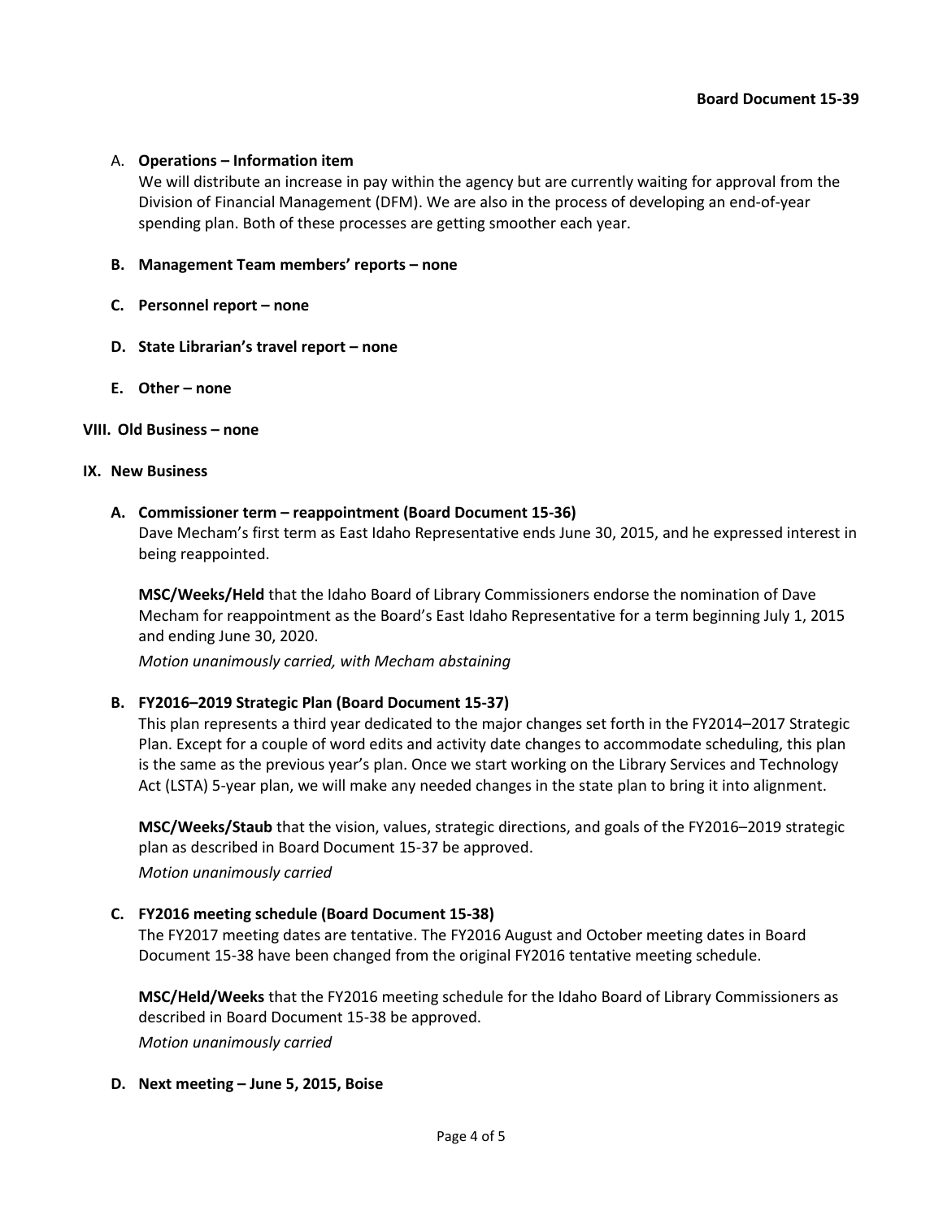Board Document 15-39

A. **Operations – Information item**

We will distribute an increase in pay within the agency but are currently waiting for approval from the Division of Financial Management (DFM). We are also in the process of developing an end-of-year spending plan. Both of these processes are getting smoother each year.

**B. Management Team members' reports – none**

**C. Personnel report – none**

**D. State Librarian's travel report – none**

**E. Other – none**

**VIII. Old Business – none**

**IX. New Business**

**A. Commissioner term – reappointment (Board Document 15-36)**

Dave Mecham's first term as East Idaho Representative ends June 30, 2015, and he expressed interest in being reappointed.

**MSC/Weeks/Held** that the Idaho Board of Library Commissioners endorse the nomination of Dave Mecham for reappointment as the Board's East Idaho Representative for a term beginning July 1, 2015 and ending June 30, 2020.

*Motion unanimously carried, with Mecham abstaining*

**B. FY2016–2019 Strategic Plan (Board Document 15-37)**

This plan represents a third year dedicated to the major changes set forth in the FY2014–2017 Strategic Plan. Except for a couple of word edits and activity date changes to accommodate scheduling, this plan is the same as the previous year's plan. Once we start working on the Library Services and Technology Act (LSTA) 5-year plan, we will make any needed changes in the state plan to bring it into alignment.

**MSC/Weeks/Staub** that the vision, values, strategic directions, and goals of the FY2016–2019 strategic plan as described in Board Document 15-37 be approved.

*Motion unanimously carried*

**C. FY2016 meeting schedule (Board Document 15-38)**

The FY2017 meeting dates are tentative. The FY2016 August and October meeting dates in Board Document 15-38 have been changed from the original FY2016 tentative meeting schedule.

**MSC/Held/Weeks** that the FY2016 meeting schedule for the Idaho Board of Library Commissioners as described in Board Document 15-38 be approved.

*Motion unanimously carried*

**D. Next meeting – June 5, 2015, Boise**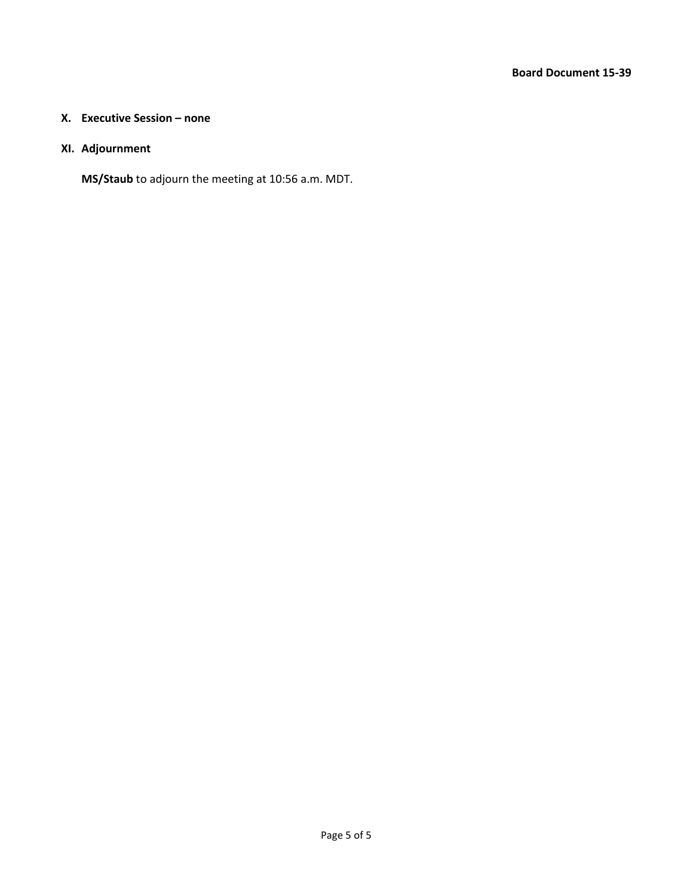## X. Executive Session – none

## XI. Adjournment

**MS/Staub** to adjourn the meeting at 10:56 a.m. MDT.